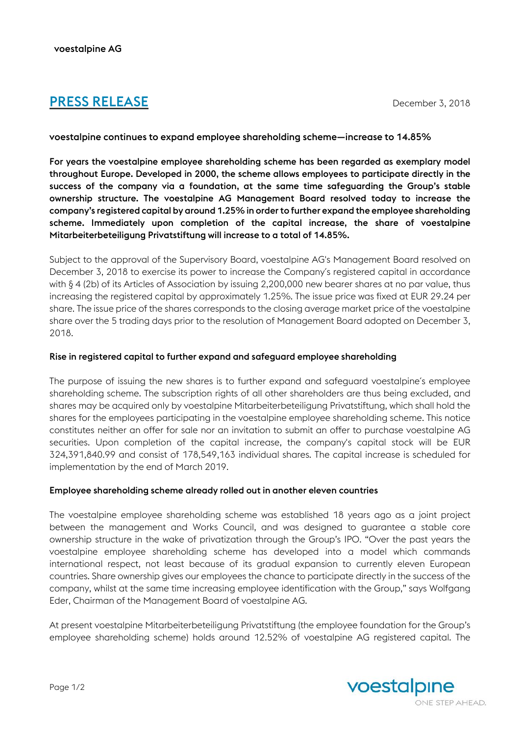voestalpine AG

# PRESS RELEASE

December 3, 2018

**voestalpine continues to expand employee shareholding scheme—increase to 14.85%**

**For years the voestalpine employee shareholding scheme has been regarded as exemplary model throughout Europe. Developed in 2000, the scheme allows employees to participate directly in the success of the company via a foundation, at the same time safeguarding the Group's stable ownership structure. The voestalpine AG Management Board resolved today to increase the company's registered capital by around 1.25% in order to further expand the employee shareholding scheme. Immediately upon completion of the capital increase, the share of voestalpine Mitarbeiterbeteiligung Privatstiftung will increase to a total of 14.85%.**

Subject to the approval of the Supervisory Board, voestalpine AG's Management Board resolved on December 3, 2018 to exercise its power to increase the Company's registered capital in accordance with § 4 (2b) of its Articles of Association by issuing 2,200,000 new bearer shares at no par value, thus increasing the registered capital by approximately 1.25%. The issue price was fixed at EUR 29.24 per share. The issue price of the shares corresponds to the closing average market price of the voestalpine share over the 5 trading days prior to the resolution of Management Board adopted on December 3, 2018.

**Rise in registered capital to further expand and safeguard employee shareholding**

The purpose of issuing the new shares is to further expand and safeguard voestalpine's employee shareholding scheme. The subscription rights of all other shareholders are thus being excluded, and shares may be acquired only by voestalpine Mitarbeiterbeteiligung Privatstiftung, which shall hold the shares for the employees participating in the voestalpine employee shareholding scheme. This notice constitutes neither an offer for sale nor an invitation to submit an offer to purchase voestalpine AG securities. Upon completion of the capital increase, the company's capital stock will be EUR 324,391,840.99 and consist of 178,549,163 individual shares. The capital increase is scheduled for implementation by the end of March 2019.

**Employee shareholding scheme already rolled out in another eleven countries**

The voestalpine employee shareholding scheme was established 18 years ago as a joint project between the management and Works Council, and was designed to guarantee a stable core ownership structure in the wake of privatization through the Group's IPO. "Over the past years the voestalpine employee shareholding scheme has developed into a model which commands international respect, not least because of its gradual expansion to currently eleven European countries. Share ownership gives our employees the chance to participate directly in the success of the company, whilst at the same time increasing employee identification with the Group," says Wolfgang Eder, Chairman of the Management Board of voestalpine AG.

At present voestalpine Mitarbeiterbeteiligung Privatstiftung (the employee foundation for the Group's employee shareholding scheme) holds around 12.52% of voestalpine AG registered capital. The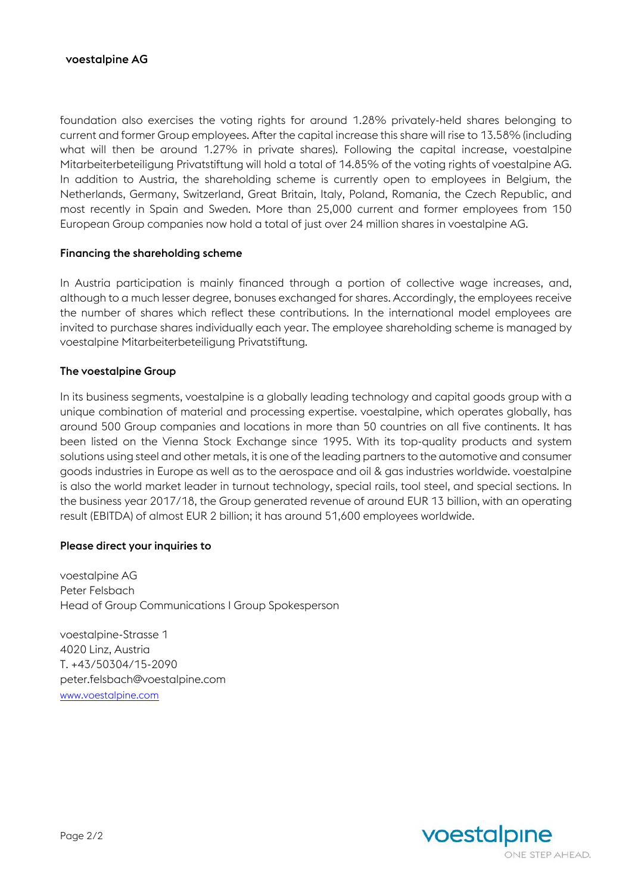foundation also exercises the voting rights for around 1.28% privately-held shares belonging to current and former Group employees. After the capital increase this share will rise to 13.58% (including what will then be around 1.27% in private shares). Following the capital increase, voestalpine Mitarbeiterbeteiligung Privatstiftung will hold a total of 14.85% of the voting rights of voestalpine AG. In addition to Austria, the shareholding scheme is currently open to employees in Belgium, the Netherlands, Germany, Switzerland, Great Britain, Italy, Poland, Romania, the Czech Republic, and most recently in Spain and Sweden. More than 25,000 current and former employees from 150 European Group companies now hold a total of just over 24 million shares in voestalpine AG.

**Financing the shareholding scheme**

In Austria participation is mainly financed through a portion of collective wage increases, and, although to a much lesser degree, bonuses exchanged for shares. Accordingly, the employees receive the number of shares which reflect these contributions. In the international model employees are invited to purchase shares individually each year. The employee shareholding scheme is managed by voestalpine Mitarbeiterbeteiligung Privatstiftung.

**The voestalpine Group**

In its business segments, voestalpine is a globally leading technology and capital goods group with a unique combination of material and processing expertise. voestalpine, which operates globally, has around 500 Group companies and locations in more than 50 countries on all five continents. It has been listed on the Vienna Stock Exchange since 1995. With its top-quality products and system solutions using steel and other metals, it is one of the leading partners to the automotive and consumer goods industries in Europe as well as to the aerospace and oil & gas industries worldwide. voestalpine is also the world market leader in turnout technology, special rails, tool steel, and special sections. In the business year 2017/18, the Group generated revenue of around EUR 13 billion, with an operating result (EBITDA) of almost EUR 2 billion; it has around 51,600 employees worldwide.

**Please direct your inquiries to**

voestalpine AG
Peter Felsbach
Head of Group Communications I Group Spokesperson

voestalpine-Strasse 1
4020 Linz, Austria
T. +43/50304/15-2090
peter.felsbach@voestalpine.com
www.voestalpine.com